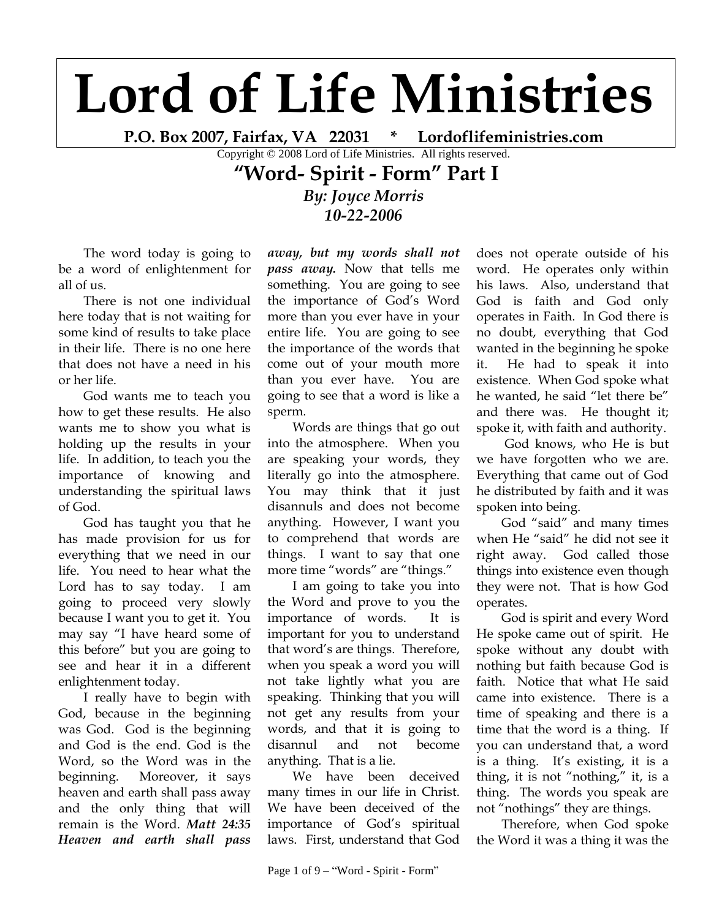# Lord of Life Ministries

**P.O. Box 2007, Fairfax, VA 22031 * Lordoflifeministries.com**

Copyright © 2008 Lord of Life Ministries. All rights reserved.

## "Word- Spirit - Form" Part I

***By: Joyce Morris***
***10-22-2006***

The word today is going to be a word of enlightenment for all of us.

There is not one individual here today that is not waiting for some kind of results to take place in their life. There is no one here that does not have a need in his or her life.

God wants me to teach you how to get these results. He also wants me to show you what is holding up the results in your life. In addition, to teach you the importance of knowing and understanding the spiritual laws of God.

God has taught you that he has made provision for us for everything that we need in our life. You need to hear what the Lord has to say today. I am going to proceed very slowly because I want you to get it. You may say "I have heard some of this before" but you are going to see and hear it in a different enlightenment today.

I really have to begin with God, because in the beginning was God. God is the beginning and God is the end. God is the Word, so the Word was in the beginning. Moreover, it says heaven and earth shall pass away and the only thing that will remain is the Word. ***Matt 24:35 Heaven and earth shall pass away, but my words shall not pass away.*** Now that tells me something. You are going to see the importance of God's Word more than you ever have in your entire life. You are going to see the importance of the words that come out of your mouth more than you ever have. You are going to see that a word is like a sperm.

Words are things that go out into the atmosphere. When you are speaking your words, they literally go into the atmosphere. You may think that it just disannuls and does not become anything. However, I want you to comprehend that words are things. I want to say that one more time "words" are "things."

I am going to take you into the Word and prove to you the importance of words. It is important for you to understand that word's are things. Therefore, when you speak a word you will not take lightly what you are speaking. Thinking that you will not get any results from your words, and that it is going to disannul and not become anything. That is a lie.

We have been deceived many times in our life in Christ. We have been deceived of the importance of God's spiritual laws. First, understand that God does not operate outside of his word. He operates only within his laws. Also, understand that God is faith and God only operates in Faith. In God there is no doubt, everything that God wanted in the beginning he spoke it. He had to speak it into existence. When God spoke what he wanted, he said "let there be" and there was. He thought it; spoke it, with faith and authority.

God knows, who He is but we have forgotten who we are. Everything that came out of God he distributed by faith and it was spoken into being.

God "said" and many times when He "said" he did not see it right away. God called those things into existence even though they were not. That is how God operates.

God is spirit and every Word He spoke came out of spirit. He spoke without any doubt with nothing but faith because God is faith. Notice that what He said came into existence. There is a time of speaking and there is a time that the word is a thing. If you can understand that, a word is a thing. It's existing, it is a thing, it is not "nothing," it, is a thing. The words you speak are not "nothings" they are things.

Therefore, when God spoke the Word it was a thing it was the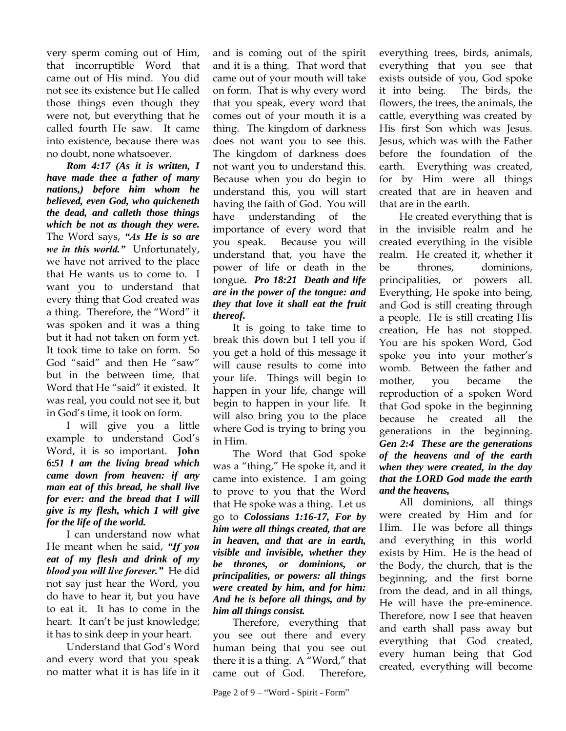very sperm coming out of Him, that incorruptible Word that came out of His mind. You did not see its existence but He called those things even though they were not, but everything that he called fourth He saw. It came into existence, because there was no doubt, none whatsoever.

***Rom 4:17 (As it is written, I have made thee a father of many nations,) before him whom he believed, even God, who quickeneth the dead, and calleth those things which be not as though they were.*** The Word says, ***"As He is so are we in this world."*** Unfortunately, we have not arrived to the place that He wants us to come to. I want you to understand that every thing that God created was a thing. Therefore, the "Word" it was spoken and it was a thing but it had not taken on form yet. It took time to take on form. So God "said" and then He "saw" but in the between time, that Word that He "said" it existed. It was real, you could not see it, but in God's time, it took on form.

I will give you a little example to understand God's Word, it is so important. **John 6:*51 I am the living bread which came down from heaven: if any man eat of this bread, he shall live for ever: and the bread that I will give is my flesh, which I will give for the life of the world.***

I can understand now what He meant when he said, ***"If you eat of my flesh and drink of my blood you will live forever."*** He did not say just hear the Word, you do have to hear it, but you have to eat it. It has to come in the heart. It can't be just knowledge; it has to sink deep in your heart.

Understand that God's Word and every word that you speak no matter what it is has life in it and is coming out of the spirit and it is a thing. That word that came out of your mouth will take on form. That is why every word that you speak, every word that comes out of your mouth it is a thing. The kingdom of darkness does not want you to see this. The kingdom of darkness does not want you to understand this. Because when you do begin to understand this, you will start having the faith of God. You will have understanding of the importance of every word that you speak. Because you will understand that, you have the power of life or death in the tongue***. Pro 18:21 Death and life are in the power of the tongue: and they that love it shall eat the fruit thereof.***

It is going to take time to break this down but I tell you if you get a hold of this message it will cause results to come into your life. Things will begin to happen in your life, change will begin to happen in your life. It will also bring you to the place where God is trying to bring you in Him.

The Word that God spoke was a "thing," He spoke it, and it came into existence. I am going to prove to you that the Word that He spoke was a thing. Let us go to ***Colossians 1:16-17, For by him were all things created, that are in heaven, and that are in earth, visible and invisible, whether they be thrones, or dominions, or principalities, or powers: all things were created by him, and for him: And he is before all things, and by him all things consist.***

Therefore, everything that you see out there and every human being that you see out there it is a thing. A "Word," that came out of God. Therefore, everything trees, birds, animals, everything that you see that exists outside of you, God spoke it into being. The birds, the flowers, the trees, the animals, the cattle, everything was created by His first Son which was Jesus. Jesus, which was with the Father before the foundation of the earth. Everything was created, for by Him were all things created that are in heaven and that are in the earth.

He created everything that is in the invisible realm and he created everything in the visible realm. He created it, whether it be thrones, dominions, principalities, or powers all. Everything, He spoke into being, and God is still creating through a people. He is still creating His creation, He has not stopped. You are his spoken Word, God spoke you into your mother's womb. Between the father and mother, you became the reproduction of a spoken Word that God spoke in the beginning because he created all the generations in the beginning. ***Gen 2:4 These are the generations of the heavens and of the earth when they were created, in the day that the LORD God made the earth and the heavens,***

All dominions, all things were created by Him and for Him. He was before all things and everything in this world exists by Him. He is the head of the Body, the church, that is the beginning, and the first borne from the dead, and in all things, He will have the pre-eminence. Therefore, now I see that heaven and earth shall pass away but everything that God created, every human being that God created, everything will become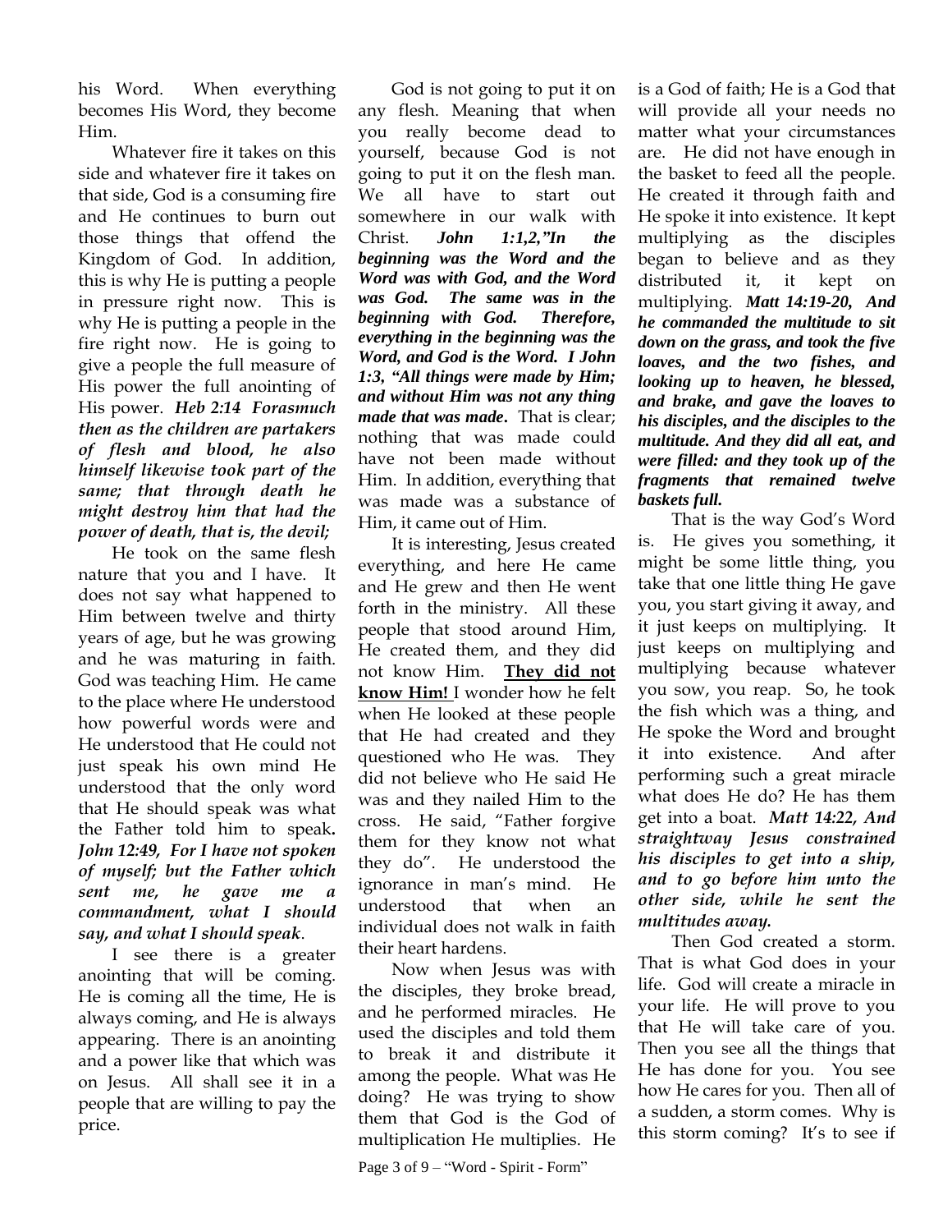his Word. When everything becomes His Word, they become Him.

Whatever fire it takes on this side and whatever fire it takes on that side, God is a consuming fire and He continues to burn out those things that offend the Kingdom of God. In addition, this is why He is putting a people in pressure right now. This is why He is putting a people in the fire right now. He is going to give a people the full measure of His power the full anointing of His power. ***Heb 2:14 Forasmuch then as the children are partakers of flesh and blood, he also himself likewise took part of the same; that through death he might destroy him that had the power of death, that is, the devil;***

He took on the same flesh nature that you and I have. It does not say what happened to Him between twelve and thirty years of age, but he was growing and he was maturing in faith. God was teaching Him. He came to the place where He understood how powerful words were and He understood that He could not just speak his own mind He understood that the only word that He should speak was what the Father told him to speak**.** ***John 12:49, For I have not spoken of myself; but the Father which sent me, he gave me a commandment, what I should say, and what I should speak***.

I see there is a greater anointing that will be coming. He is coming all the time, He is always coming, and He is always appearing. There is an anointing and a power like that which was on Jesus. All shall see it in a people that are willing to pay the price.

God is not going to put it on any flesh. Meaning that when you really become dead to yourself, because God is not going to put it on the flesh man. We all have to start out somewhere in our walk with Christ. ***John 1:1,2,"In the beginning was the Word and the Word was with God, and the Word was God. The same was in the beginning with God. Therefore, everything in the beginning was the Word, and God is the Word. I John 1:3, "All things were made by Him; and without Him was not any thing made that was made***. That is clear; nothing that was made could have not been made without Him. In addition, everything that was made was a substance of Him, it came out of Him.

It is interesting, Jesus created everything, and here He came and He grew and then He went forth in the ministry. All these people that stood around Him, He created them, and they did not know Him. **<u>They did not know Him!</u>** I wonder how he felt when He looked at these people that He had created and they questioned who He was. They did not believe who He said He was and they nailed Him to the cross. He said, "Father forgive them for they know not what they do". He understood the ignorance in man's mind. He understood that when an individual does not walk in faith their heart hardens.

Now when Jesus was with the disciples, they broke bread, and he performed miracles. He used the disciples and told them to break it and distribute it among the people. What was He doing? He was trying to show them that God is the God of multiplication He multiplies. He is a God of faith; He is a God that will provide all your needs no matter what your circumstances are. He did not have enough in the basket to feed all the people. He created it through faith and He spoke it into existence. It kept multiplying as the disciples began to believe and as they distributed it, it kept on multiplying. ***Matt 14:19-20, And he commanded the multitude to sit down on the grass, and took the five loaves, and the two fishes, and looking up to heaven, he blessed, and brake, and gave the loaves to his disciples, and the disciples to the multitude. And they did all eat, and were filled: and they took up of the fragments that remained twelve baskets full.***

That is the way God's Word is. He gives you something, it might be some little thing, you take that one little thing He gave you, you start giving it away, and it just keeps on multiplying. It just keeps on multiplying and multiplying because whatever you sow, you reap. So, he took the fish which was a thing, and He spoke the Word and brought it into existence. And after performing such a great miracle what does He do? He has them get into a boat. ***Matt 14:22, And straightway Jesus constrained his disciples to get into a ship, and to go before him unto the other side, while he sent the multitudes away.***

Then God created a storm. That is what God does in your life. God will create a miracle in your life. He will prove to you that He will take care of you. Then you see all the things that He has done for you. You see how He cares for you. Then all of a sudden, a storm comes. Why is this storm coming? It's to see if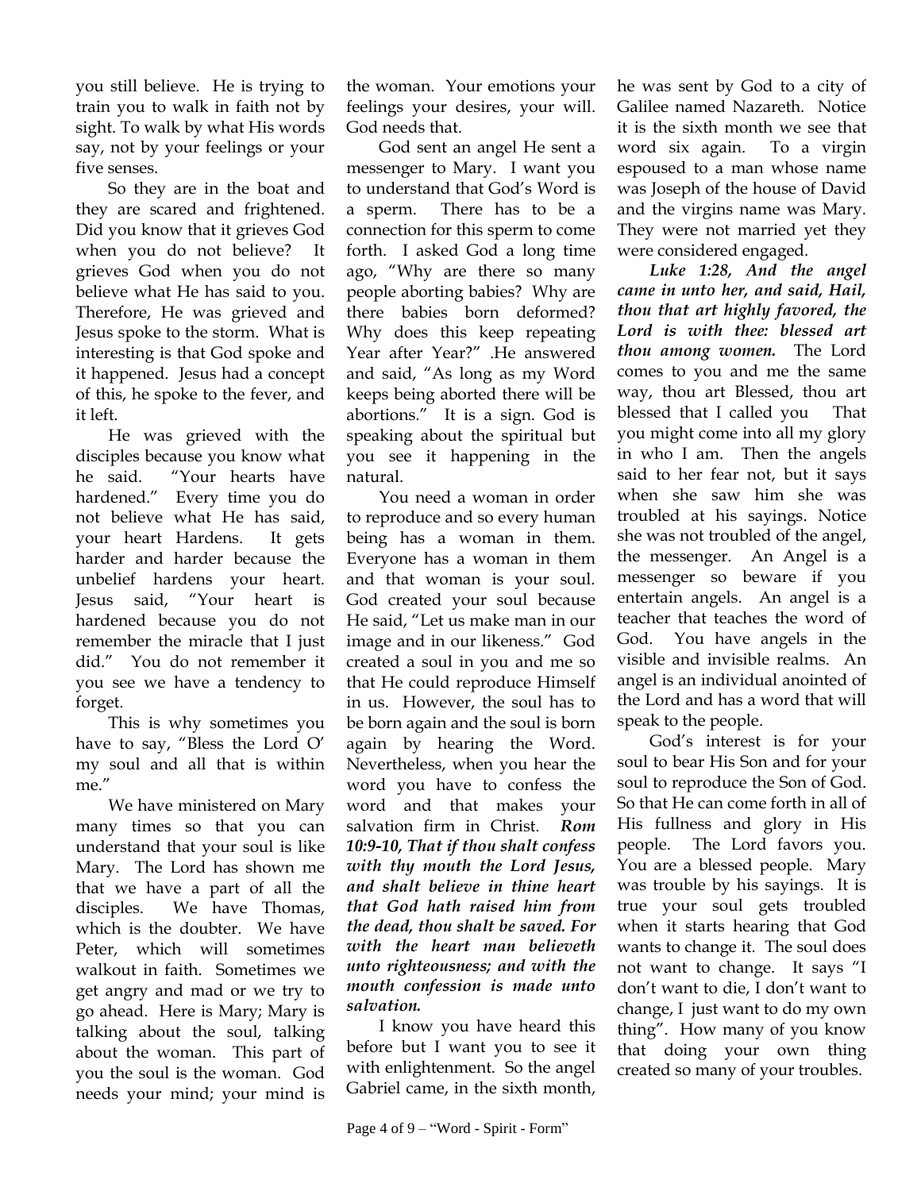you still believe. He is trying to train you to walk in faith not by sight. To walk by what His words say, not by your feelings or your five senses.

So they are in the boat and they are scared and frightened. Did you know that it grieves God when you do not believe? It grieves God when you do not believe what He has said to you. Therefore, He was grieved and Jesus spoke to the storm. What is interesting is that God spoke and it happened. Jesus had a concept of this, he spoke to the fever, and it left.

He was grieved with the disciples because you know what he said. "Your hearts have hardened." Every time you do not believe what He has said, your heart Hardens. It gets harder and harder because the unbelief hardens your heart. Jesus said, "Your heart is hardened because you do not remember the miracle that I just did." You do not remember it you see we have a tendency to forget.

This is why sometimes you have to say, "Bless the Lord O' my soul and all that is within me."

We have ministered on Mary many times so that you can understand that your soul is like Mary. The Lord has shown me that we have a part of all the disciples. We have Thomas, which is the doubter. We have Peter, which will sometimes walkout in faith. Sometimes we get angry and mad or we try to go ahead. Here is Mary; Mary is talking about the soul, talking about the woman. This part of you the soul is the woman. God needs your mind; your mind is the woman. Your emotions your feelings your desires, your will. God needs that.

God sent an angel He sent a messenger to Mary. I want you to understand that God's Word is a sperm. There has to be a connection for this sperm to come forth. I asked God a long time ago, "Why are there so many people aborting babies? Why are there babies born deformed? Why does this keep repeating Year after Year?" .He answered and said, "As long as my Word keeps being aborted there will be abortions." It is a sign. God is speaking about the spiritual but you see it happening in the natural.

You need a woman in order to reproduce and so every human being has a woman in them. Everyone has a woman in them and that woman is your soul. God created your soul because He said, "Let us make man in our image and in our likeness." God created a soul in you and me so that He could reproduce Himself in us. However, the soul has to be born again and the soul is born again by hearing the Word. Nevertheless, when you hear the word you have to confess the word and that makes your salvation firm in Christ. ***Rom 10:9-10, That if thou shalt confess with thy mouth the Lord Jesus, and shalt believe in thine heart that God hath raised him from the dead, thou shalt be saved. For with the heart man believeth unto righteousness; and with the mouth confession is made unto salvation.***

I know you have heard this before but I want you to see it with enlightenment. So the angel Gabriel came, in the sixth month, he was sent by God to a city of Galilee named Nazareth. Notice it is the sixth month we see that word six again. To a virgin espoused to a man whose name was Joseph of the house of David and the virgins name was Mary. They were not married yet they were considered engaged.

***Luke 1:28, And the angel came in unto her, and said, Hail, thou that art highly favored, the Lord is with thee: blessed art thou among women.*** The Lord comes to you and me the same way, thou art Blessed, thou art blessed that I called you That you might come into all my glory in who I am. Then the angels said to her fear not, but it says when she saw him she was troubled at his sayings. Notice she was not troubled of the angel, the messenger. An Angel is a messenger so beware if you entertain angels. An angel is a teacher that teaches the word of God. You have angels in the visible and invisible realms. An angel is an individual anointed of the Lord and has a word that will speak to the people.

God's interest is for your soul to bear His Son and for your soul to reproduce the Son of God. So that He can come forth in all of His fullness and glory in His people. The Lord favors you. You are a blessed people. Mary was trouble by his sayings. It is true your soul gets troubled when it starts hearing that God wants to change it. The soul does not want to change. It says "I don't want to die, I don't want to change, I just want to do my own thing". How many of you know that doing your own thing created so many of your troubles.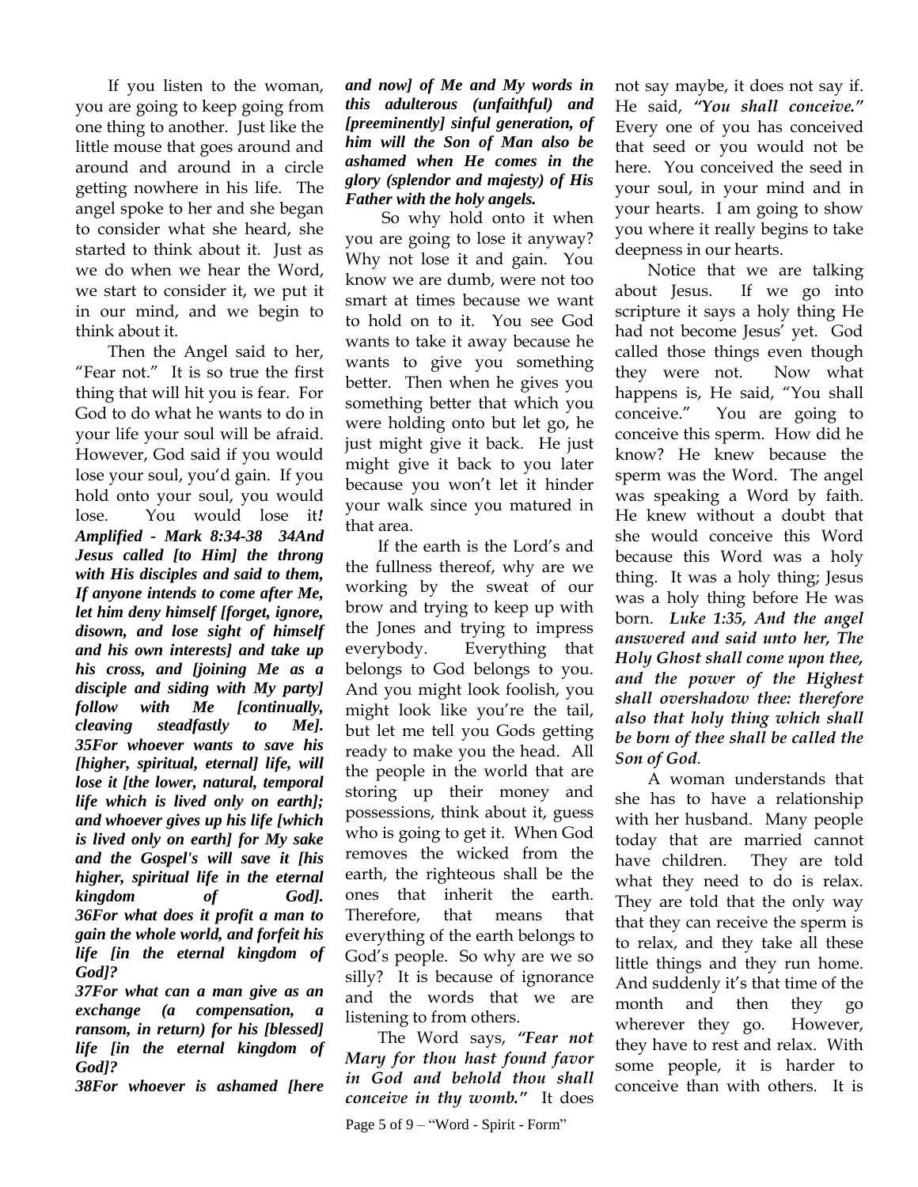If you listen to the woman, you are going to keep going from one thing to another. Just like the little mouse that goes around and around and around in a circle getting nowhere in his life. The angel spoke to her and she began to consider what she heard, she started to think about it. Just as we do when we hear the Word, we start to consider it, we put it in our mind, and we begin to think about it.

Then the Angel said to her, "Fear not." It is so true the first thing that will hit you is fear. For God to do what he wants to do in your life your soul will be afraid. However, God said if you would lose your soul, you'd gain. If you hold onto your soul, you would lose. You would lose it*!* ***Amplified - Mark 8:34-38 34And Jesus called [to Him] the throng with His disciples and said to them, If anyone intends to come after Me, let him deny himself [forget, ignore, disown, and lose sight of himself and his own interests] and take up his cross, and [joining Me as a disciple and siding with My party] follow with Me [continually, cleaving steadfastly to Me].***
***35For whoever wants to save his [higher, spiritual, eternal] life, will lose it [the lower, natural, temporal life which is lived only on earth]; and whoever gives up his life [which is lived only on earth] for My sake and the Gospel's will save it [his higher, spiritual life in the eternal kingdom of God].***
***36For what does it profit a man to gain the whole world, and forfeit his life [in the eternal kingdom of God]?***
***37For what can a man give as an exchange (a compensation, a ransom, in return) for his [blessed] life [in the eternal kingdom of God]?***
***38For whoever is ashamed [here and now] of Me and My words in this adulterous (unfaithful) and [preeminently] sinful generation, of him will the Son of Man also be ashamed when He comes in the glory (splendor and majesty) of His Father with the holy angels.***

So why hold onto it when you are going to lose it anyway? Why not lose it and gain. You know we are dumb, were not too smart at times because we want to hold on to it. You see God wants to take it away because he wants to give you something better. Then when he gives you something better that which you were holding onto but let go, he just might give it back. He just might give it back to you later because you won't let it hinder your walk since you matured in that area.

If the earth is the Lord's and the fullness thereof, why are we working by the sweat of our brow and trying to keep up with the Jones and trying to impress everybody. Everything that belongs to God belongs to you. And you might look foolish, you might look like you're the tail, but let me tell you Gods getting ready to make you the head. All the people in the world that are storing up their money and possessions, think about it, guess who is going to get it. When God removes the wicked from the earth, the righteous shall be the ones that inherit the earth. Therefore, that means that everything of the earth belongs to God's people. So why are we so silly? It is because of ignorance and the words that we are listening to from others.

The Word says, ***"Fear not Mary for thou hast found favor in God and behold thou shall conceive in thy womb."*** It does not say maybe, it does not say if. He said, ***"You shall conceive."*** Every one of you has conceived that seed or you would not be here. You conceived the seed in your soul, in your mind and in your hearts. I am going to show you where it really begins to take deepness in our hearts.

Notice that we are talking about Jesus. If we go into scripture it says a holy thing He had not become Jesus' yet. God called those things even though they were not. Now what happens is, He said, "You shall conceive." You are going to conceive this sperm. How did he know? He knew because the sperm was the Word. The angel was speaking a Word by faith. He knew without a doubt that she would conceive this Word because this Word was a holy thing. It was a holy thing; Jesus was a holy thing before He was born. ***Luke 1:35, And the angel answered and said unto her, The Holy Ghost shall come upon thee, and the power of the Highest shall overshadow thee: therefore also that holy thing which shall be born of thee shall be called the Son of God*.**

A woman understands that she has to have a relationship with her husband. Many people today that are married cannot have children. They are told what they need to do is relax. They are told that the only way that they can receive the sperm is to relax, and they take all these little things and they run home. And suddenly it's that time of the month and then they go wherever they go. However, they have to rest and relax. With some people, it is harder to conceive than with others. It is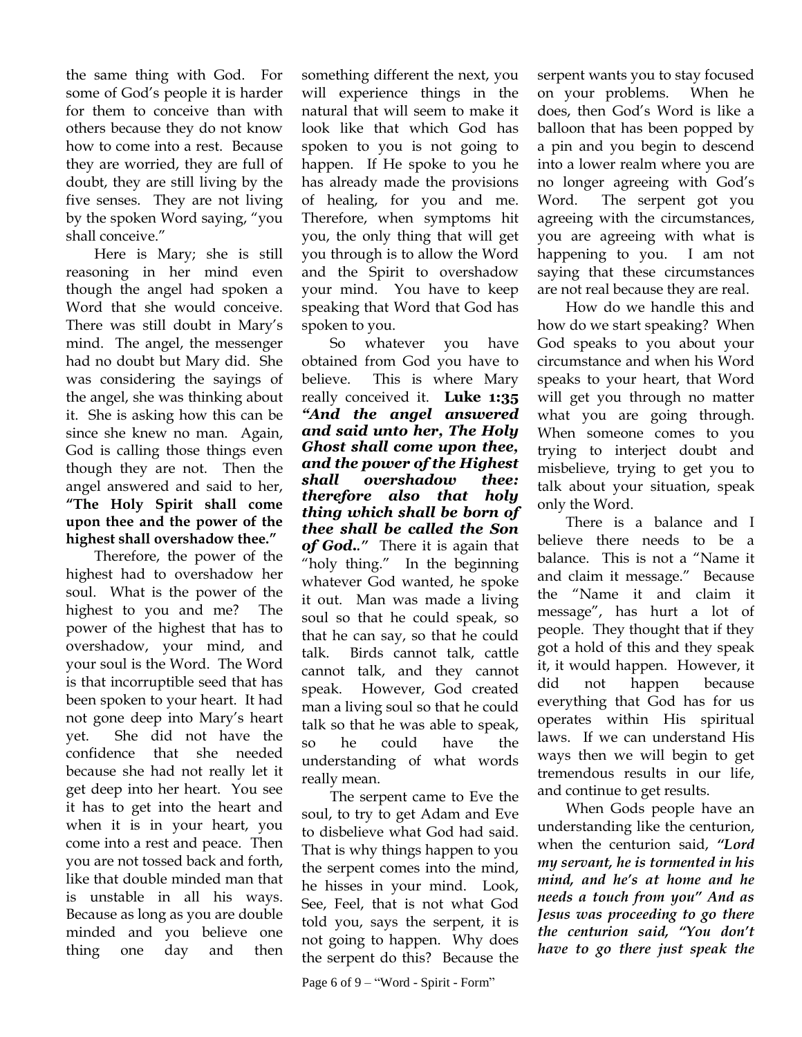the same thing with God. For some of God's people it is harder for them to conceive than with others because they do not know how to come into a rest. Because they are worried, they are full of doubt, they are still living by the five senses. They are not living by the spoken Word saying, "you shall conceive."

Here is Mary; she is still reasoning in her mind even though the angel had spoken a Word that she would conceive. There was still doubt in Mary's mind. The angel, the messenger had no doubt but Mary did. She was considering the sayings of the angel, she was thinking about it. She is asking how this can be since she knew no man. Again, God is calling those things even though they are not. Then the angel answered and said to her, **"The Holy Spirit shall come upon thee and the power of the highest shall overshadow thee."**

Therefore, the power of the highest had to overshadow her soul. What is the power of the highest to you and me? The power of the highest that has to overshadow, your mind, and your soul is the Word. The Word is that incorruptible seed that has been spoken to your heart. It had not gone deep into Mary's heart yet. She did not have the confidence that she needed because she had not really let it get deep into her heart. You see it has to get into the heart and when it is in your heart, you come into a rest and peace. Then you are not tossed back and forth, like that double minded man that is unstable in all his ways. Because as long as you are double minded and you believe one thing one day and then something different the next, you will experience things in the natural that will seem to make it look like that which God has spoken to you is not going to happen. If He spoke to you he has already made the provisions of healing, for you and me. Therefore, when symptoms hit you, the only thing that will get you through is to allow the Word and the Spirit to overshadow your mind. You have to keep speaking that Word that God has spoken to you.

So whatever you have obtained from God you have to believe. This is where Mary really conceived it. **Luke 1:35** ***"And the angel answered and said unto her, The Holy Ghost shall come upon thee, and the power of the Highest shall overshadow thee: therefore also that holy thing which shall be born of thee shall be called the Son of God.."*** There it is again that "holy thing." In the beginning whatever God wanted, he spoke it out. Man was made a living soul so that he could speak, so that he can say, so that he could talk. Birds cannot talk, cattle cannot talk, and they cannot speak. However, God created man a living soul so that he could talk so that he was able to speak, so he could have the understanding of what words really mean.

The serpent came to Eve the soul, to try to get Adam and Eve to disbelieve what God had said. That is why things happen to you the serpent comes into the mind, he hisses in your mind. Look, See, Feel, that is not what God told you, says the serpent, it is not going to happen. Why does the serpent do this? Because the serpent wants you to stay focused on your problems. When he does, then God's Word is like a balloon that has been popped by a pin and you begin to descend into a lower realm where you are no longer agreeing with God's Word. The serpent got you agreeing with the circumstances, you are agreeing with what is happening to you. I am not saying that these circumstances are not real because they are real.

How do we handle this and how do we start speaking? When God speaks to you about your circumstance and when his Word speaks to your heart, that Word will get you through no matter what you are going through. When someone comes to you trying to interject doubt and misbelieve, trying to get you to talk about your situation, speak only the Word.

There is a balance and I believe there needs to be a balance. This is not a "Name it and claim it message." Because the "Name it and claim it message", has hurt a lot of people. They thought that if they got a hold of this and they speak it, it would happen. However, it did not happen because everything that God has for us operates within His spiritual laws. If we can understand His ways then we will begin to get tremendous results in our life, and continue to get results.

When Gods people have an understanding like the centurion, when the centurion said, ***"Lord my servant, he is tormented in his mind, and he's at home and he needs a touch from you" And as Jesus was proceeding to go there the centurion said, "You don't have to go there just speak the***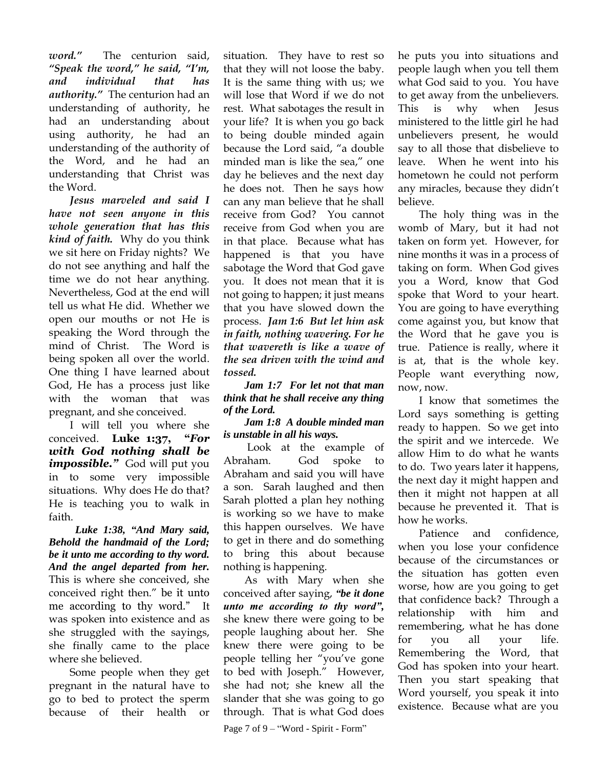***word."*** The centurion said, ***"Speak the word," he said, "I'm, and individual that has authority."*** The centurion had an understanding of authority, he had an understanding about using authority, he had an understanding of the authority of the Word, and he had an understanding that Christ was the Word.

***Jesus marveled and said I have not seen anyone in this whole generation that has this kind of faith.*** Why do you think we sit here on Friday nights? We do not see anything and half the time we do not hear anything. Nevertheless, God at the end will tell us what He did. Whether we open our mouths or not He is speaking the Word through the mind of Christ. The Word is being spoken all over the world. One thing I have learned about God, He has a process just like with the woman that was pregnant, and she conceived.

I will tell you where she conceived. **Luke 1:37, *"For with God nothing shall be impossible."*** God will put you in to some very impossible situations. Why does He do that? He is teaching you to walk in faith.

***Luke 1:38, "And Mary said, Behold the handmaid of the Lord; be it unto me according to thy word. And the angel departed from her.*** This is where she conceived, she conceived right then." be it unto me according to thy word." It was spoken into existence and as she struggled with the sayings, she finally came to the place where she believed.

Some people when they get pregnant in the natural have to go to bed to protect the sperm because of their health or situation. They have to rest so that they will not loose the baby. It is the same thing with us; we will lose that Word if we do not rest. What sabotages the result in your life? It is when you go back to being double minded again because the Lord said, "a double minded man is like the sea," one day he believes and the next day he does not. Then he says how can any man believe that he shall receive from God? You cannot receive from God when you are in that place. Because what has happened is that you have sabotage the Word that God gave you. It does not mean that it is not going to happen; it just means that you have slowed down the process. ***Jam 1:6 But let him ask in faith, nothing wavering. For he that wavereth is like a wave of the sea driven with the wind and tossed.***

***Jam 1:7 For let not that man think that he shall receive any thing of the Lord.***

***Jam 1:8 A double minded man is unstable in all his ways.***

Look at the example of Abraham. God spoke to Abraham and said you will have a son. Sarah laughed and then Sarah plotted a plan hey nothing is working so we have to make this happen ourselves. We have to get in there and do something to bring this about because nothing is happening.

As with Mary when she conceived after saying, ***"be it done unto me according to thy word"***, she knew there were going to be people laughing about her. She knew there were going to be people telling her "you've gone to bed with Joseph." However, she had not; she knew all the slander that she was going to go through. That is what God does he puts you into situations and people laugh when you tell them what God said to you. You have to get away from the unbelievers. This is why when Jesus ministered to the little girl he had unbelievers present, he would say to all those that disbelieve to leave. When he went into his hometown he could not perform any miracles, because they didn't believe.

The holy thing was in the womb of Mary, but it had not taken on form yet. However, for nine months it was in a process of taking on form. When God gives you a Word, know that God spoke that Word to your heart. You are going to have everything come against you, but know that the Word that he gave you is true. Patience is really, where it is at, that is the whole key. People want everything now, now, now.

I know that sometimes the Lord says something is getting ready to happen. So we get into the spirit and we intercede. We allow Him to do what he wants to do. Two years later it happens, the next day it might happen and then it might not happen at all because he prevented it. That is how he works.

Patience and confidence, when you lose your confidence because of the circumstances or the situation has gotten even worse, how are you going to get that confidence back? Through a relationship with him and remembering, what he has done for you all your life. Remembering the Word, that God has spoken into your heart. Then you start speaking that Word yourself, you speak it into existence. Because what are you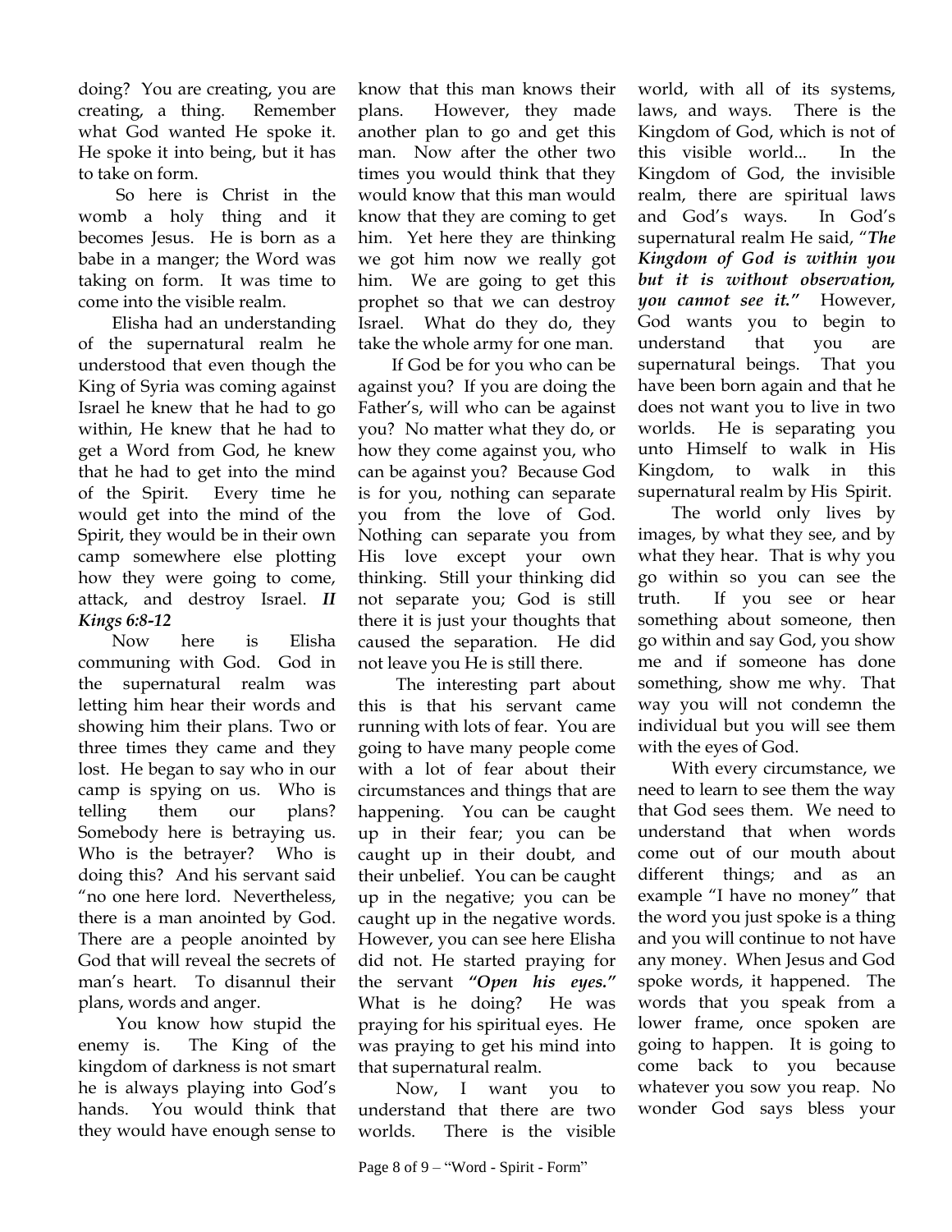doing? You are creating, you are creating, a thing. Remember what God wanted He spoke it. He spoke it into being, but it has to take on form.

So here is Christ in the womb a holy thing and it becomes Jesus. He is born as a babe in a manger; the Word was taking on form. It was time to come into the visible realm.

Elisha had an understanding of the supernatural realm he understood that even though the King of Syria was coming against Israel he knew that he had to go within, He knew that he had to get a Word from God, he knew that he had to get into the mind of the Spirit. Every time he would get into the mind of the Spirit, they would be in their own camp somewhere else plotting how they were going to come, attack, and destroy Israel. ***II Kings 6:8-12***

Now here is Elisha communing with God. God in the supernatural realm was letting him hear their words and showing him their plans. Two or three times they came and they lost. He began to say who in our camp is spying on us. Who is telling them our plans? Somebody here is betraying us. Who is the betrayer? Who is doing this? And his servant said "no one here lord. Nevertheless, there is a man anointed by God. There are a people anointed by God that will reveal the secrets of man's heart. To disannul their plans, words and anger.

You know how stupid the enemy is. The King of the kingdom of darkness is not smart he is always playing into God's hands. You would think that they would have enough sense to know that this man knows their plans. However, they made another plan to go and get this man. Now after the other two times you would think that they would know that this man would know that they are coming to get him. Yet here they are thinking we got him now we really got him. We are going to get this prophet so that we can destroy Israel. What do they do, they take the whole army for one man.

If God be for you who can be against you? If you are doing the Father's, will who can be against you? No matter what they do, or how they come against you, who can be against you? Because God is for you, nothing can separate you from the love of God. Nothing can separate you from His love except your own thinking. Still your thinking did not separate you; God is still there it is just your thoughts that caused the separation. He did not leave you He is still there.

The interesting part about this is that his servant came running with lots of fear. You are going to have many people come with a lot of fear about their circumstances and things that are happening. You can be caught up in their fear; you can be caught up in their doubt, and their unbelief. You can be caught up in the negative; you can be caught up in the negative words. However, you can see here Elisha did not. He started praying for the servant ***"Open his eyes."*** What is he doing? He was praying for his spiritual eyes. He was praying to get his mind into that supernatural realm.

Now, I want you to understand that there are two worlds. There is the visible world, with all of its systems, laws, and ways. There is the Kingdom of God, which is not of this visible world... In the Kingdom of God, the invisible realm, there are spiritual laws and God's ways. In God's supernatural realm He said, "***The Kingdom of God is within you but it is without observation, you cannot see it."*** However, God wants you to begin to understand that you are supernatural beings. That you have been born again and that he does not want you to live in two worlds. He is separating you unto Himself to walk in His Kingdom, to walk in this supernatural realm by His Spirit.

The world only lives by images, by what they see, and by what they hear. That is why you go within so you can see the truth. If you see or hear something about someone, then go within and say God, you show me and if someone has done something, show me why. That way you will not condemn the individual but you will see them with the eyes of God.

With every circumstance, we need to learn to see them the way that God sees them. We need to understand that when words come out of our mouth about different things; and as an example "I have no money" that the word you just spoke is a thing and you will continue to not have any money. When Jesus and God spoke words, it happened. The words that you speak from a lower frame, once spoken are going to happen. It is going to come back to you because whatever you sow you reap. No wonder God says bless your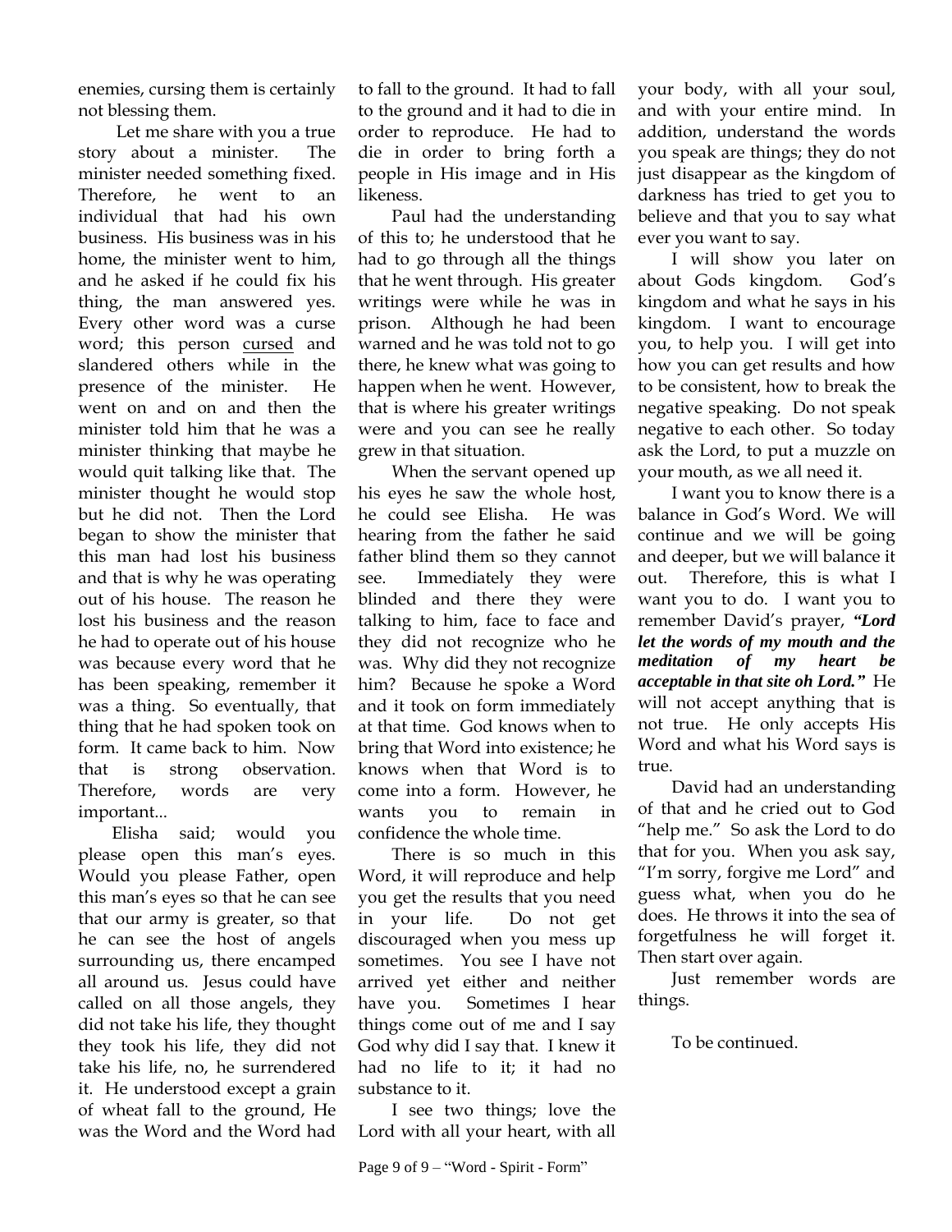enemies, cursing them is certainly not blessing them.

Let me share with you a true story about a minister. The minister needed something fixed. Therefore, he went to an individual that had his own business. His business was in his home, the minister went to him, and he asked if he could fix his thing, the man answered yes. Every other word was a curse word; this person cursed and slandered others while in the presence of the minister. He went on and on and then the minister told him that he was a minister thinking that maybe he would quit talking like that. The minister thought he would stop but he did not. Then the Lord began to show the minister that this man had lost his business and that is why he was operating out of his house. The reason he lost his business and the reason he had to operate out of his house was because every word that he has been speaking, remember it was a thing. So eventually, that thing that he had spoken took on form. It came back to him. Now that is strong observation. Therefore, words are very important...

Elisha said; would you please open this man's eyes. Would you please Father, open this man's eyes so that he can see that our army is greater, so that he can see the host of angels surrounding us, there encamped all around us. Jesus could have called on all those angels, they did not take his life, they thought they took his life, they did not take his life, no, he surrendered it. He understood except a grain of wheat fall to the ground, He was the Word and the Word had to fall to the ground. It had to fall to the ground and it had to die in order to reproduce. He had to die in order to bring forth a people in His image and in His likeness.

Paul had the understanding of this to; he understood that he had to go through all the things that he went through. His greater writings were while he was in prison. Although he had been warned and he was told not to go there, he knew what was going to happen when he went. However, that is where his greater writings were and you can see he really grew in that situation.

When the servant opened up his eyes he saw the whole host, he could see Elisha. He was hearing from the father he said father blind them so they cannot see. Immediately they were blinded and there they were talking to him, face to face and they did not recognize who he was. Why did they not recognize him? Because he spoke a Word and it took on form immediately at that time. God knows when to bring that Word into existence; he knows when that Word is to come into a form. However, he wants you to remain in confidence the whole time.

There is so much in this Word, it will reproduce and help you get the results that you need in your life. Do not get discouraged when you mess up sometimes. You see I have not arrived yet either and neither have you. Sometimes I hear things come out of me and I say God why did I say that. I knew it had no life to it; it had no substance to it.

I see two things; love the Lord with all your heart, with all your body, with all your soul, and with your entire mind. In addition, understand the words you speak are things; they do not just disappear as the kingdom of darkness has tried to get you to believe and that you to say what ever you want to say.

I will show you later on about Gods kingdom. God's kingdom and what he says in his kingdom. I want to encourage you, to help you. I will get into how you can get results and how to be consistent, how to break the negative speaking. Do not speak negative to each other. So today ask the Lord, to put a muzzle on your mouth, as we all need it.

I want you to know there is a balance in God's Word. We will continue and we will be going and deeper, but we will balance it out. Therefore, this is what I want you to do. I want you to remember David's prayer, ***"Lord let the words of my mouth and the meditation of my heart be acceptable in that site oh Lord."*** He will not accept anything that is not true. He only accepts His Word and what his Word says is true.

David had an understanding of that and he cried out to God "help me." So ask the Lord to do that for you. When you ask say, "I'm sorry, forgive me Lord" and guess what, when you do he does. He throws it into the sea of forgetfulness he will forget it. Then start over again.

Just remember words are things.

To be continued.